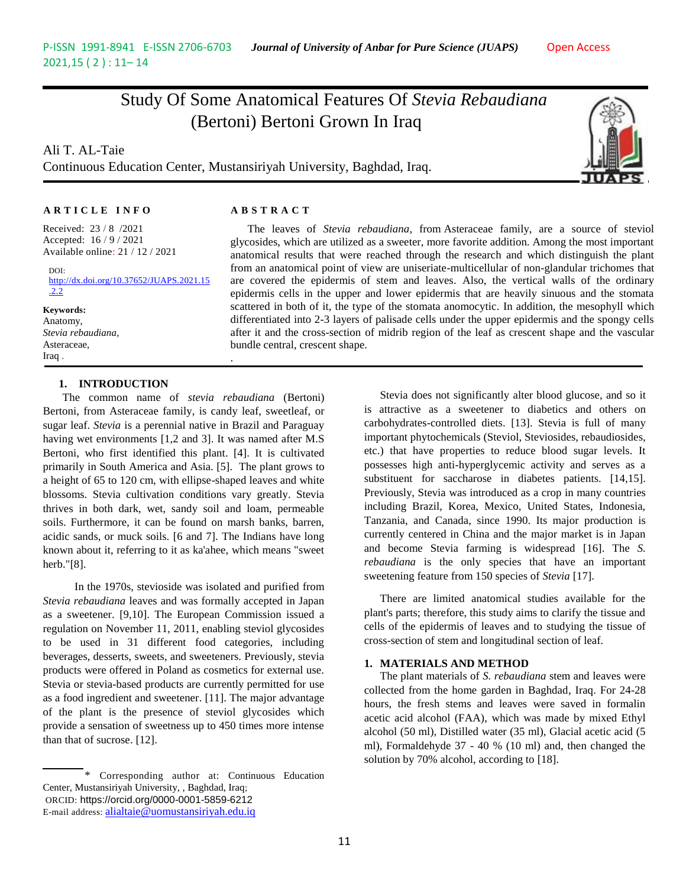# Study Of Some Anatomical Features Of *Stevia Rebaudiana* (Bertoni) Bertoni Grown In Iraq

Ali T. AL-Taie

Continuous Education Center, Mustansiriyah University, Baghdad, Iraq.

**ARTICLE INFO**

Received: 23 / 8 /2021
Accepted: 16 / 9 / 2021
Available online: 21 / 12 / 2021

DOI: http://dx.doi.org/10.37652/JUAPS.2021.15.2.2

**Keywords:**
Anatomy,
*Stevia rebaudiana*,
Asteraceae,
Iraq .

**ABSTRACT**

The leaves of *Stevia rebaudiana*, from Asteraceae family, are a source of steviol glycosides, which are utilized as a sweeter, more favorite addition. Among the most important anatomical results that were reached through the research and which distinguish the plant from an anatomical point of view are uniseriate-multicellular of non-glandular trichomes that are covered the epidermis of stem and leaves. Also, the vertical walls of the ordinary epidermis cells in the upper and lower epidermis that are heavily sinuous and the stomata scattered in both of it, the type of the stomata anomocytic. In addition, the mesophyll which differentiated into 2-3 layers of palisade cells under the upper epidermis and the spongy cells after it and the cross-section of midrib region of the leaf as crescent shape and the vascular bundle central, crescent shape.

## 1. INTRODUCTION

The common name of *stevia rebaudiana* (Bertoni) Bertoni, from Asteraceae family, is candy leaf, sweetleaf, or sugar leaf. *Stevia* is a perennial native in Brazil and Paraguay having wet environments [1,2 and 3]. It was named after M.S Bertoni, who first identified this plant. [4]. It is cultivated primarily in South America and Asia. [5]. The plant grows to a height of 65 to 120 cm, with ellipse-shaped leaves and white blossoms. Stevia cultivation conditions vary greatly. Stevia thrives in both dark, wet, sandy soil and loam, permeable soils. Furthermore, it can be found on marsh banks, barren, acidic sands, or muck soils. [6 and 7]. The Indians have long known about it, referring to it as ka'ahee, which means "sweet herb."[8].

In the 1970s, stevioside was isolated and purified from *Stevia rebaudiana* leaves and was formally accepted in Japan as a sweetener. [9,10]. The European Commission issued a regulation on November 11, 2011, enabling steviol glycosides to be used in 31 different food categories, including beverages, desserts, sweets, and sweeteners. Previously, stevia products were offered in Poland as cosmetics for external use. Stevia or stevia-based products are currently permitted for use as a food ingredient and sweetener. [11]. The major advantage of the plant is the presence of steviol glycosides which provide a sensation of sweetness up to 450 times more intense than that of sucrose. [12].

Stevia does not significantly alter blood glucose, and so it is attractive as a sweetener to diabetics and others on carbohydrates-controlled diets. [13]. Stevia is full of many important phytochemicals (Steviol, Steviosides, rebaudiosides, etc.) that have properties to reduce blood sugar levels. It possesses high anti-hyperglycemic activity and serves as a substituent for saccharose in diabetes patients. [14,15]. Previously, Stevia was introduced as a crop in many countries including Brazil, Korea, Mexico, United States, Indonesia, Tanzania, and Canada, since 1990. Its major production is currently centered in China and the major market is in Japan and become Stevia farming is widespread [16]. The *S. rebaudiana* is the only species that have an important sweetening feature from 150 species of *Stevia* [17].

There are limited anatomical studies available for the plant's parts; therefore, this study aims to clarify the tissue and cells of the epidermis of leaves and to studying the tissue of cross-section of stem and longitudinal section of leaf.

## 1. MATERIALS AND METHOD

The plant materials of *S. rebaudiana* stem and leaves were collected from the home garden in Baghdad, Iraq. For 24-28 hours, the fresh stems and leaves were saved in formalin acetic acid alcohol (FAA), which was made by mixed Ethyl alcohol (50 ml), Distilled water (35 ml), Glacial acetic acid (5 ml), Formaldehyde 37 - 40 % (10 ml) and, then changed the solution by 70% alcohol, according to [18].

---

\* Corresponding author at: Continuous Education Center, Mustansiriyah University, , Baghdad, Iraq;
ORCID: https://orcid.org/0000-0001-5859-6212
E-mail address: alialtaie@uomustansiriyah.edu.iq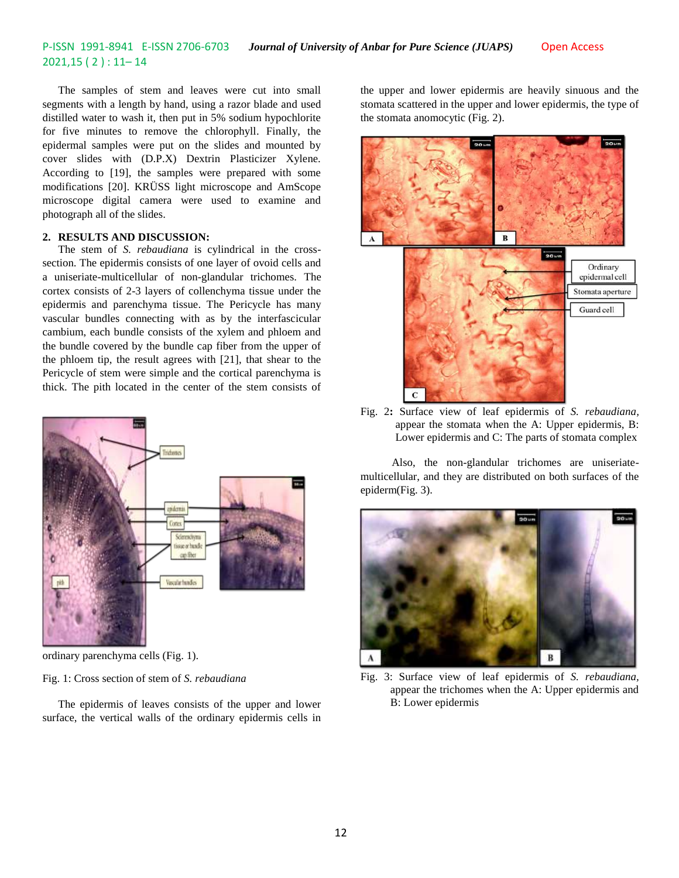The samples of stem and leaves were cut into small segments with a length by hand, using a razor blade and used distilled water to wash it, then put in 5% sodium hypochlorite for five minutes to remove the chlorophyll. Finally, the epidermal samples were put on the slides and mounted by cover slides with (D.P.X) Dextrin Plasticizer Xylene. According to [19], the samples were prepared with some modifications [20]. KRÜSS light microscope and AmScope microscope digital camera were used to examine and photograph all of the slides.

## 2. RESULTS AND DISCUSSION:

The stem of *S. rebaudiana* is cylindrical in the cross-section. The epidermis consists of one layer of ovoid cells and a uniseriate-multicellular of non-glandular trichomes. The cortex consists of 2-3 layers of collenchyma tissue under the epidermis and parenchyma tissue. The Pericycle has many vascular bundles connecting with as by the interfascicular cambium, each bundle consists of the xylem and phloem and the bundle covered by the bundle cap fiber from the upper of the phloem tip, the result agrees with [21], that shear to the Pericycle of stem were simple and the cortical parenchyma is thick. The pith located in the center of the stem consists of ordinary parenchyma cells (Fig. 1).

Fig. 1: Cross section of stem of *S. rebaudiana*

The epidermis of leaves consists of the upper and lower surface, the vertical walls of the ordinary epidermis cells in the upper and lower epidermis are heavily sinuous and the stomata scattered in the upper and lower epidermis, the type of the stomata anomocytic (Fig. 2).

Fig. 2: Surface view of leaf epidermis of *S. rebaudiana*, appear the stomata when the A: Upper epidermis, B: Lower epidermis and C: The parts of stomata complex

Also, the non-glandular trichomes are uniseriate-multicellular, and they are distributed on both surfaces of the epiderm(Fig. 3).

Fig. 3: Surface view of leaf epidermis of *S. rebaudiana*, appear the trichomes when the A: Upper epidermis and B: Lower epidermis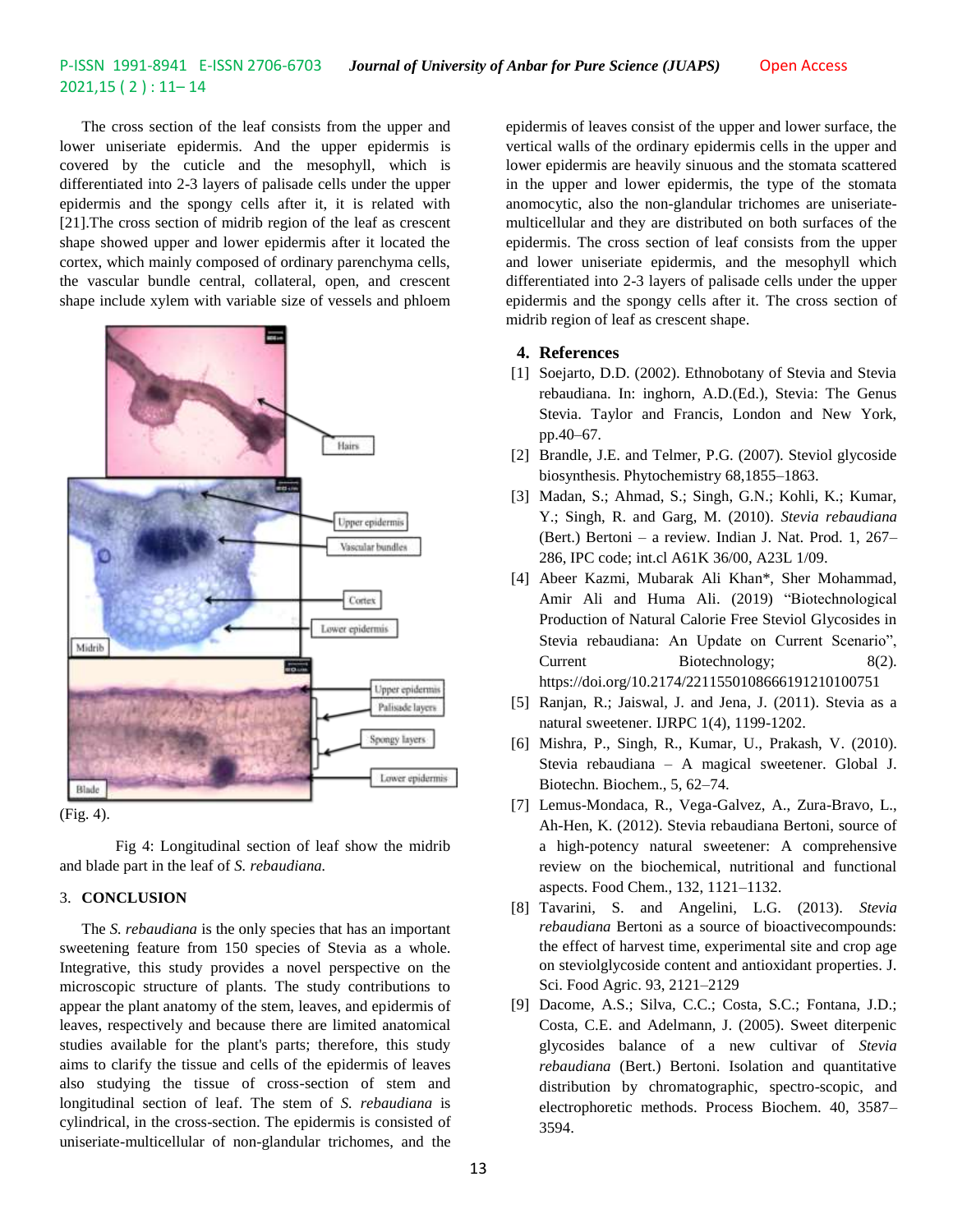The cross section of the leaf consists from the upper and lower uniseriate epidermis. And the upper epidermis is covered by the cuticle and the mesophyll, which is differentiated into 2-3 layers of palisade cells under the upper epidermis and the spongy cells after it, it is related with [21].The cross section of midrib region of the leaf as crescent shape showed upper and lower epidermis after it located the cortex, which mainly composed of ordinary parenchyma cells, the vascular bundle central, collateral, open, and crescent shape include xylem with variable size of vessels and phloem (Fig. 4).

Fig 4: Longitudinal section of leaf show the midrib and blade part in the leaf of *S. rebaudiana.*

## 3. CONCLUSION

The *S. rebaudiana* is the only species that has an important sweetening feature from 150 species of Stevia as a whole. Integrative, this study provides a novel perspective on the microscopic structure of plants. The study contributions to appear the plant anatomy of the stem, leaves, and epidermis of leaves, respectively and because there are limited anatomical studies available for the plant's parts; therefore, this study aims to clarify the tissue and cells of the epidermis of leaves also studying the tissue of cross-section of stem and longitudinal section of leaf. The stem of *S. rebaudiana* is cylindrical, in the cross-section. The epidermis is consisted of uniseriate-multicellular of non-glandular trichomes, and the epidermis of leaves consist of the upper and lower surface, the vertical walls of the ordinary epidermis cells in the upper and lower epidermis are heavily sinuous and the stomata scattered in the upper and lower epidermis, the type of the stomata anomocytic, also the non-glandular trichomes are uniseriate-multicellular and they are distributed on both surfaces of the epidermis. The cross section of leaf consists from the upper and lower uniseriate epidermis, and the mesophyll which differentiated into 2-3 layers of palisade cells under the upper epidermis and the spongy cells after it. The cross section of midrib region of leaf as crescent shape.

## 4. References

[1] Soejarto, D.D. (2002). Ethnobotany of Stevia and Stevia rebaudiana. In: inghorn, A.D.(Ed.), Stevia: The Genus Stevia. Taylor and Francis, London and New York, pp.40–67.

[2] Brandle, J.E. and Telmer, P.G. (2007). Steviol glycoside biosynthesis. Phytochemistry 68,1855–1863.

[3] Madan, S.; Ahmad, S.; Singh, G.N.; Kohli, K.; Kumar, Y.; Singh, R. and Garg, M. (2010). *Stevia rebaudiana* (Bert.) Bertoni – a review. Indian J. Nat. Prod. 1, 267–286, IPC code; int.cl A61K 36/00, A23L 1/09.

[4] Abeer Kazmi, Mubarak Ali Khan*, Sher Mohammad, Amir Ali and Huma Ali. (2019) "Biotechnological Production of Natural Calorie Free Steviol Glycosides in Stevia rebaudiana: An Update on Current Scenario", Current Biotechnology; 8(2). https://doi.org/10.2174/2211550108666191210100751

[5] Ranjan, R.; Jaiswal, J. and Jena, J. (2011). Stevia as a natural sweetener. IJRPC 1(4), 1199-1202.

[6] Mishra, P., Singh, R., Kumar, U., Prakash, V. (2010). Stevia rebaudiana – A magical sweetener. Global J. Biotechn. Biochem., 5, 62–74.

[7] Lemus-Mondaca, R., Vega-Galvez, A., Zura-Bravo, L., Ah-Hen, K. (2012). Stevia rebaudiana Bertoni, source of a high-potency natural sweetener: A comprehensive review on the biochemical, nutritional and functional aspects. Food Chem., 132, 1121–1132.

[8] Tavarini, S. and Angelini, L.G. (2013). *Stevia rebaudiana* Bertoni as a source of bioactivecompounds: the effect of harvest time, experimental site and crop age on steviolglycoside content and antioxidant properties. J. Sci. Food Agric. 93, 2121–2129

[9] Dacome, A.S.; Silva, C.C.; Costa, S.C.; Fontana, J.D.; Costa, C.E. and Adelmann, J. (2005). Sweet diterpenic glycosides balance of a new cultivar of *Stevia rebaudiana* (Bert.) Bertoni. Isolation and quantitative distribution by chromatographic, spectro-scopic, and electrophoretic methods. Process Biochem. 40, 3587–3594.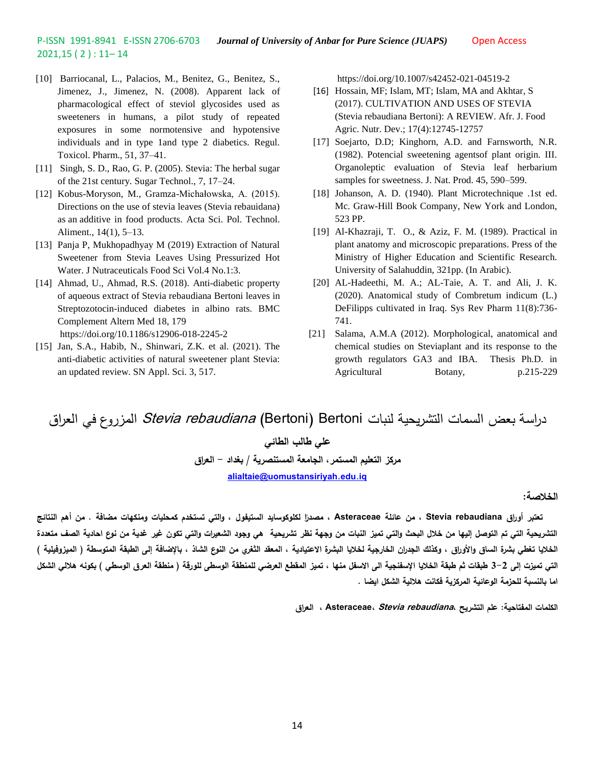[10] Barriocanal, L., Palacios, M., Benitez, G., Benitez, S., Jimenez, J., Jimenez, N. (2008). Apparent lack of pharmacological effect of steviol glycosides used as sweeteners in humans, a pilot study of repeated exposures in some normotensive and hypotensive individuals and in type 1and type 2 diabetics. Regul. Toxicol. Pharm., 51, 37–41.

[11] Singh, S. D., Rao, G. P. (2005). Stevia: The herbal sugar of the 21st century. Sugar Technol., 7, 17–24.

[12] Kobus-Moryson, M., Gramza-Michałowska, A. (2015). Directions on the use of stevia leaves (Stevia rebauidana) as an additive in food products. Acta Sci. Pol. Technol. Aliment., 14(1), 5–13.

[13] Panja P, Mukhopadhyay M (2019) Extraction of Natural Sweetener from Stevia Leaves Using Pressurized Hot Water. J Nutraceuticals Food Sci Vol.4 No.1:3.

[14] Ahmad, U., Ahmad, R.S. (2018). Anti-diabetic property of aqueous extract of Stevia rebaudiana Bertoni leaves in Streptozotocin-induced diabetes in albino rats. BMC Complement Altern Med 18, 179 https://doi.org/10.1186/s12906-018-2245-2

[15] Jan, S.A., Habib, N., Shinwari, Z.K. et al. (2021). The anti-diabetic activities of natural sweetener plant Stevia: an updated review. SN Appl. Sci. 3, 517. https://doi.org/10.1007/s42452-021-04519-2

[16] Hossain, MF; Islam, MT; Islam, MA and Akhtar, S (2017). CULTIVATION AND USES OF STEVIA (Stevia rebaudiana Bertoni): A REVIEW. Afr. J. Food Agric. Nutr. Dev.; 17(4):12745-12757

[17] Soejarto, D.D; Kinghorn, A.D. and Farnsworth, N.R. (1982). Potencial sweetening agentsof plant origin. III. Organoleptic evaluation of Stevia leaf herbarium samples for sweetness. J. Nat. Prod. 45, 590–599.

[18] Johanson, A. D. (1940). Plant Microtechnique .1st ed. Mc. Graw-Hill Book Company, New York and London, 523 PP.

[19] Al-Khazraji, T. O., & Aziz, F. M. (1989). Practical in plant anatomy and microscopic preparations. Press of the Ministry of Higher Education and Scientific Research. University of Salahuddin, 321pp. (In Arabic).

[20] AL-Hadeethi, M. A.; AL-Taie, A. T. and Ali, J. K. (2020). Anatomical study of Combretum indicum (L.) DeFilipps cultivated in Iraq. Sys Rev Pharm 11(8):736-741.

[21] Salama, A.M.A (2012). Morphological, anatomical and chemical studies on Steviaplant and its response to the growth regulators GA3 and IBA. Thesis Ph.D. in Agricultural Botany, p.215-229

# دراسة بعض السمات التشريحية لنبات *Stevia rebaudiana* (Bertoni) Bertoni المزروع في العراق

**علي طالب الطائي**

**مركز التعليم المستمر، الجامعة المستنصرية / بغداد – العراق**

alialtaie@uomustansiriyah.edu.iq

## الخلاصة:

**تعتبر أوراق Stevia rebaudiana ، من عائلة Asteraceae ، مصدرًا لكلوكوسايد الستيفول ، والتي تستخدم كمحليات ومنكهات مضافة . من أهم النتائج التشريحية التي تم التوصل إليها من خلال البحث والتي تميز النبات من وجهة نظر تشريحية هي وجود الشعيرات والتي تكون غير غدية من نوع احادية الصف متعددة الخلايا تغطي بشرة الساق والأوراق ، وكذلك الجدران الخارجية لخلايا البشرة الاعتيادية ، المعقد الثغري من النوع الشاذ ، بالإضافة إلى الطبقة المتوسطة ( الميزوفيلية ) التي تميزت إلى 2-3 طبقات ثم طبقة الخلايا الإسفنجية الى الاسفل منها ، تميز المقطع العرضي للمنطقة الوسطى للورقة ( منطقة العرق الوسطي ) بكونه هلالي الشكل اما بالنسبة للحزمة الوعائية المركزية فكانت هلالية الشكل ايضا .**

**الكلمات المفتاحية: علم التشريح، *Stevia rebaudiana*، Asteraceae ، العراق**